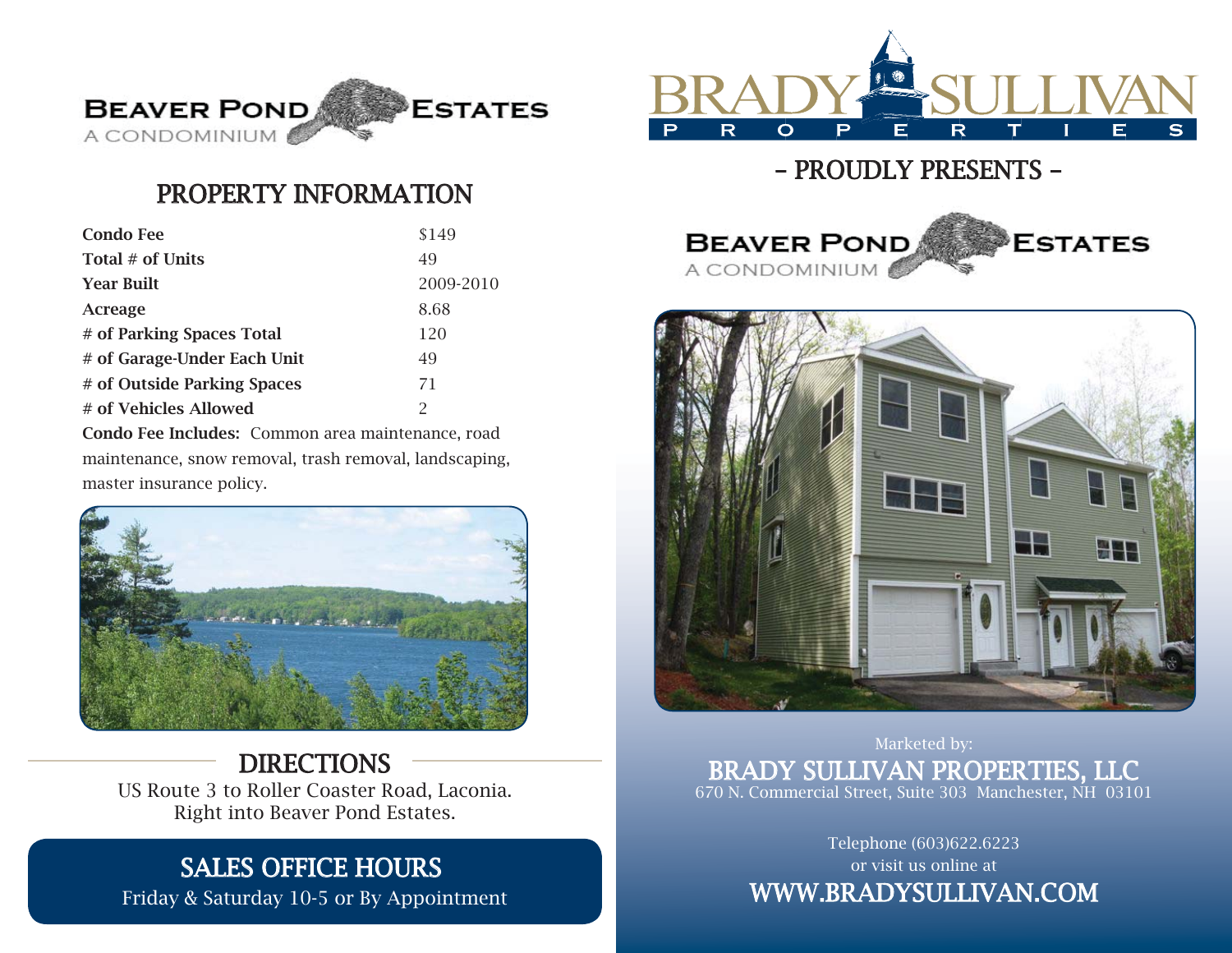# BEAVER POND ESTATES
A CONDOMINIUM

## PROPERTY INFORMATION

| | |
|---|---|
| **Condo Fee** | $149 |
| **Total # of Units** | 49 |
| **Year Built** | 2009-2010 |
| **Acreage** | 8.68 |
| **# of Parking Spaces Total** | 120 |
| **# of Garage-Under Each Unit** | 49 |
| **# of Outside Parking Spaces** | 71 |
| **# of Vehicles Allowed** | 2 |

**Condo Fee Includes:** Common area maintenance, road maintenance, snow removal, trash removal, landscaping, master insurance policy.

## DIRECTIONS

US Route 3 to Roller Coaster Road, Laconia. Right into Beaver Pond Estates.

## SALES OFFICE HOURS

Friday & Saturday 10-5 or By Appointment

BRADY SULLIVAN PROPERTIES

- PROUDLY PRESENTS -

BEAVER POND ESTATES
A CONDOMINIUM

Marketed by:

**BRADY SULLIVAN PROPERTIES, LLC**

670 N. Commercial Street, Suite 303 Manchester, NH 03101

Telephone (603)622.6223
or visit us online at

**WWW.BRADYSULLIVAN.COM**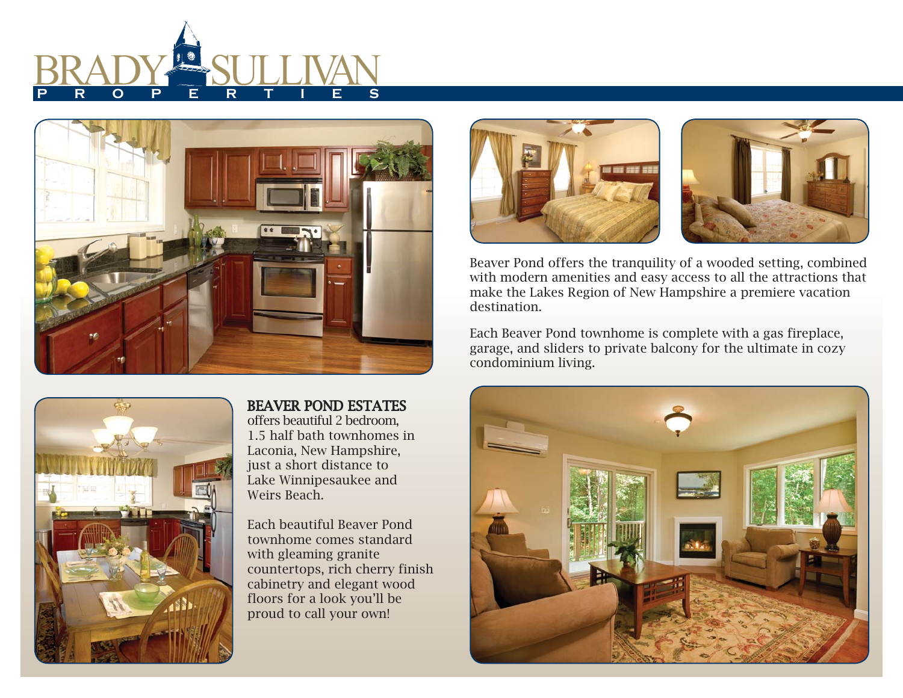BRADY SULLIVAN
PROPERTIES

Beaver Pond offers the tranquility of a wooded setting, combined with modern amenities and easy access to all the attractions that make the Lakes Region of New Hampshire a premiere vacation destination.

Each Beaver Pond townhome is complete with a gas fireplace, garage, and sliders to private balcony for the ultimate in cozy condominium living.

## BEAVER POND ESTATES

offers beautiful 2 bedroom, 1.5 half bath townhomes in Laconia, New Hampshire, just a short distance to Lake Winnipesaukee and Weirs Beach.

Each beautiful Beaver Pond townhome comes standard with gleaming granite countertops, rich cherry finish cabinetry and elegant wood floors for a look you'll be proud to call your own!